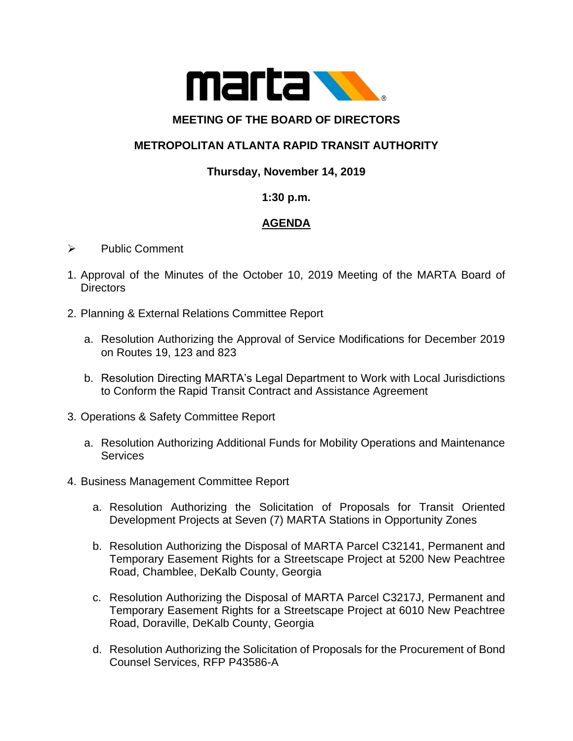**MEETING OF THE BOARD OF DIRECTORS**

**METROPOLITAN ATLANTA RAPID TRANSIT AUTHORITY**

**Thursday, November 14, 2019**

**1:30 p.m.**

**AGENDA**

- Public Comment

1. Approval of the Minutes of the October 10, 2019 Meeting of the MARTA Board of Directors

2. Planning & External Relations Committee Report

   a. Resolution Authorizing the Approval of Service Modifications for December 2019 on Routes 19, 123 and 823

   b. Resolution Directing MARTA's Legal Department to Work with Local Jurisdictions to Conform the Rapid Transit Contract and Assistance Agreement

3. Operations & Safety Committee Report

   a. Resolution Authorizing Additional Funds for Mobility Operations and Maintenance Services

4. Business Management Committee Report

   a. Resolution Authorizing the Solicitation of Proposals for Transit Oriented Development Projects at Seven (7) MARTA Stations in Opportunity Zones

   b. Resolution Authorizing the Disposal of MARTA Parcel C32141, Permanent and Temporary Easement Rights for a Streetscape Project at 5200 New Peachtree Road, Chamblee, DeKalb County, Georgia

   c. Resolution Authorizing the Disposal of MARTA Parcel C3217J, Permanent and Temporary Easement Rights for a Streetscape Project at 6010 New Peachtree Road, Doraville, DeKalb County, Georgia

   d. Resolution Authorizing the Solicitation of Proposals for the Procurement of Bond Counsel Services, RFP P43586-A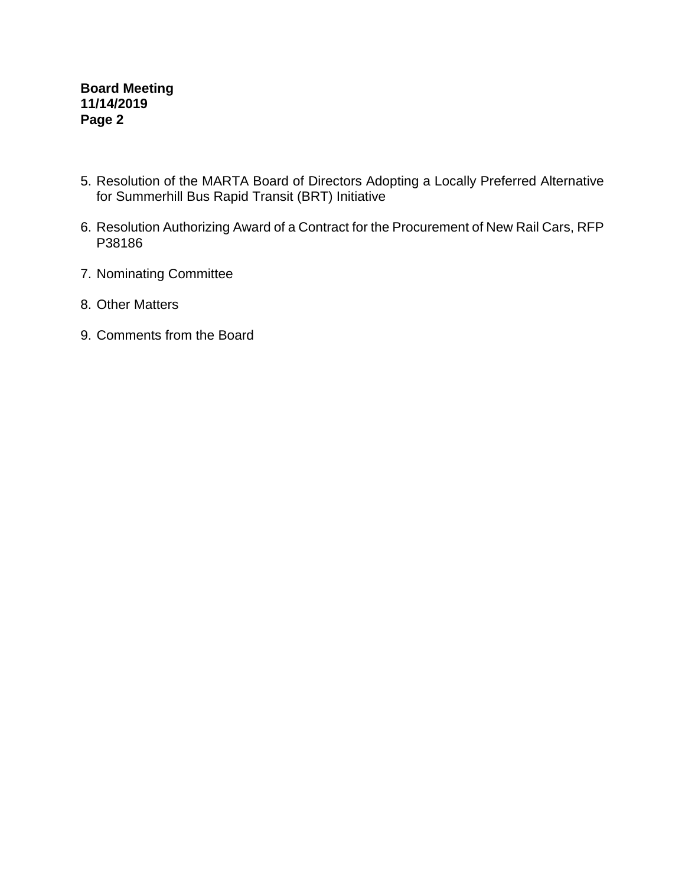5. Resolution of the MARTA Board of Directors Adopting a Locally Preferred Alternative for Summerhill Bus Rapid Transit (BRT) Initiative

6. Resolution Authorizing Award of a Contract for the Procurement of New Rail Cars, RFP P38186

7. Nominating Committee

8. Other Matters

9. Comments from the Board